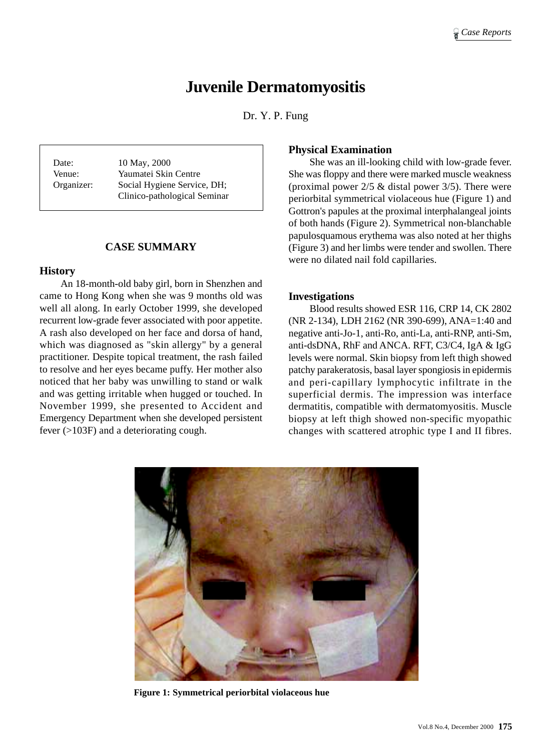# Juvenile Dermatomyositis

Dr. Y. P. Fung

| | |
|---|---|
| Date: | 10 May, 2000 |
| Venue: | Yaumatei Skin Centre |
| Organizer: | Social Hygiene Service, DH; Clinico-pathological Seminar |

## CASE SUMMARY

### History

An 18-month-old baby girl, born in Shenzhen and came to Hong Kong when she was 9 months old was well all along. In early October 1999, she developed recurrent low-grade fever associated with poor appetite. A rash also developed on her face and dorsa of hand, which was diagnosed as "skin allergy" by a general practitioner. Despite topical treatment, the rash failed to resolve and her eyes became puffy. Her mother also noticed that her baby was unwilling to stand or walk and was getting irritable when hugged or touched. In November 1999, she presented to Accident and Emergency Department when she developed persistent fever (>103F) and a deteriorating cough.

### Physical Examination

She was an ill-looking child with low-grade fever. She was floppy and there were marked muscle weakness (proximal power 2/5 & distal power 3/5). There were periorbital symmetrical violaceous hue (Figure 1) and Gottron's papules at the proximal interphalangeal joints of both hands (Figure 2). Symmetrical non-blanchable papulosquamous erythema was also noted at her thighs (Figure 3) and her limbs were tender and swollen. There were no dilated nail fold capillaries.

### Investigations

Blood results showed ESR 116, CRP 14, CK 2802 (NR 2-134), LDH 2162 (NR 390-699), ANA=1:40 and negative anti-Jo-1, anti-Ro, anti-La, anti-RNP, anti-Sm, anti-dsDNA, RhF and ANCA. RFT, C3/C4, IgA & IgG levels were normal. Skin biopsy from left thigh showed patchy parakeratosis, basal layer spongiosis in epidermis and peri-capillary lymphocytic infiltrate in the superficial dermis. The impression was interface dermatitis, compatible with dermatomyositis. Muscle biopsy at left thigh showed non-specific myopathic changes with scattered atrophic type I and II fibres.

**Figure 1: Symmetrical periorbital violaceous hue**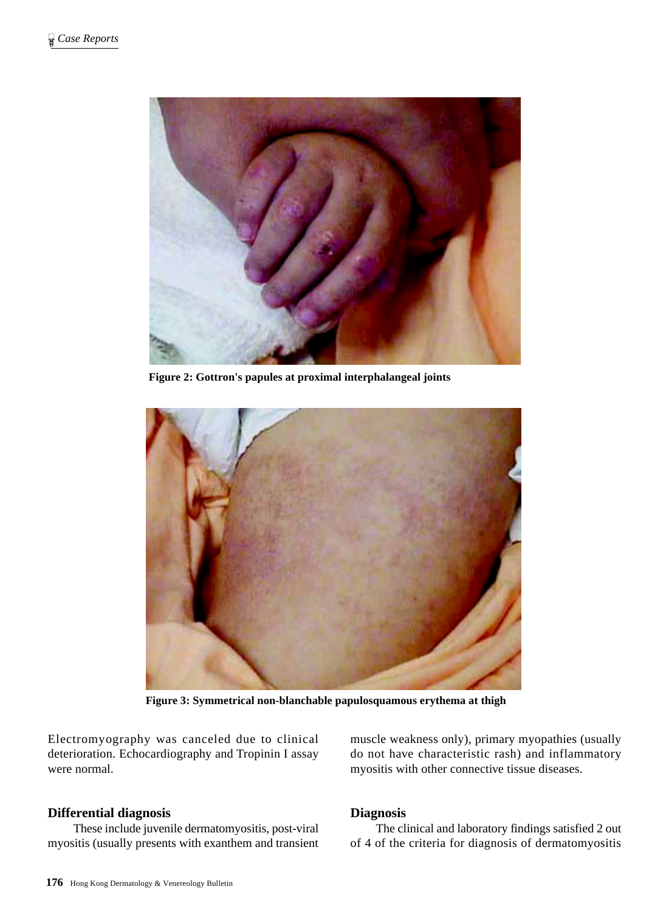Figure 2: Gottron's papules at proximal interphalangeal joints

Figure 3: Symmetrical non-blanchable papulosquamous erythema at thigh

Electromyography was canceled due to clinical deterioration. Echocardiography and Tropinin I assay were normal.

## Differential diagnosis

These include juvenile dermatomyositis, post-viral myositis (usually presents with exanthem and transient muscle weakness only), primary myopathies (usually do not have characteristic rash) and inflammatory myositis with other connective tissue diseases.

## Diagnosis

The clinical and laboratory findings satisfied 2 out of 4 of the criteria for diagnosis of dermatomyositis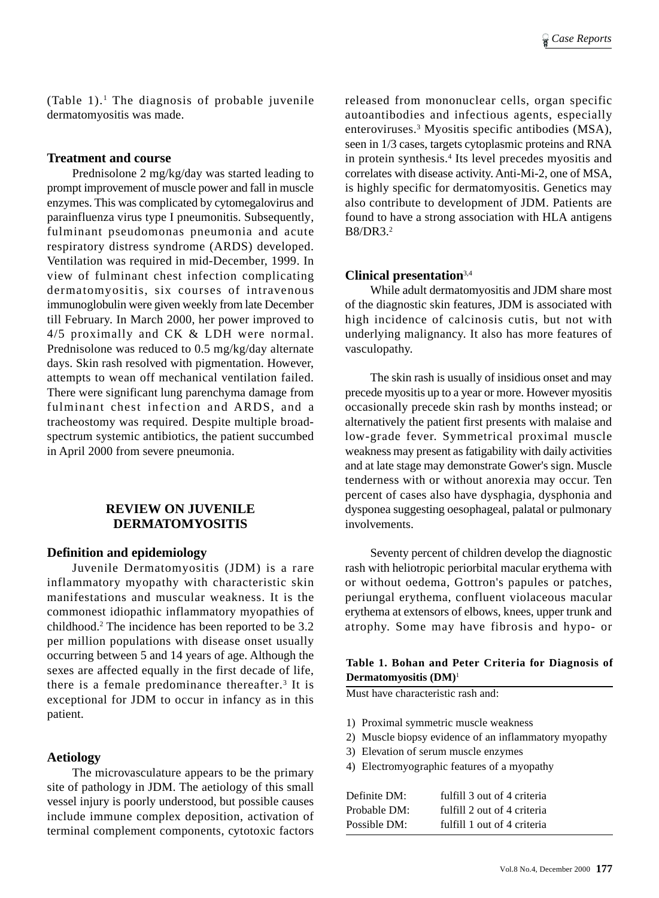(Table 1).[1] The diagnosis of probable juvenile dermatomyositis was made.

## Treatment and course

Prednisolone 2 mg/kg/day was started leading to prompt improvement of muscle power and fall in muscle enzymes. This was complicated by cytomegalovirus and parainfluenza virus type I pneumonitis. Subsequently, fulminant pseudomonas pneumonia and acute respiratory distress syndrome (ARDS) developed. Ventilation was required in mid-December, 1999. In view of fulminant chest infection complicating dermatomyositis, six courses of intravenous immunoglobulin were given weekly from late December till February. In March 2000, her power improved to 4/5 proximally and CK & LDH were normal. Prednisolone was reduced to 0.5 mg/kg/day alternate days. Skin rash resolved with pigmentation. However, attempts to wean off mechanical ventilation failed. There were significant lung parenchyma damage from fulminant chest infection and ARDS, and a tracheostomy was required. Despite multiple broad-spectrum systemic antibiotics, the patient succumbed in April 2000 from severe pneumonia.

# REVIEW ON JUVENILE DERMATOMYOSITIS

## Definition and epidemiology

Juvenile Dermatomyositis (JDM) is a rare inflammatory myopathy with characteristic skin manifestations and muscular weakness. It is the commonest idiopathic inflammatory myopathies of childhood.[2] The incidence has been reported to be 3.2 per million populations with disease onset usually occurring between 5 and 14 years of age. Although the sexes are affected equally in the first decade of life, there is a female predominance thereafter.[3] It is exceptional for JDM to occur in infancy as in this patient.

## Aetiology

The microvasculature appears to be the primary site of pathology in JDM. The aetiology of this small vessel injury is poorly understood, but possible causes include immune complex deposition, activation of terminal complement components, cytotoxic factors released from mononuclear cells, organ specific autoantibodies and infectious agents, especially enteroviruses.[3] Myositis specific antibodies (MSA), seen in 1/3 cases, targets cytoplasmic proteins and RNA in protein synthesis.[4] Its level precedes myositis and correlates with disease activity. Anti-Mi-2, one of MSA, is highly specific for dermatomyositis. Genetics may also contribute to development of JDM. Patients are found to have a strong association with HLA antigens B8/DR3.[2]

## Clinical presentation[3,4]

While adult dermatomyositis and JDM share most of the diagnostic skin features, JDM is associated with high incidence of calcinosis cutis, but not with underlying malignancy. It also has more features of vasculopathy.

The skin rash is usually of insidious onset and may precede myositis up to a year or more. However myositis occasionally precede skin rash by months instead; or alternatively the patient first presents with malaise and low-grade fever. Symmetrical proximal muscle weakness may present as fatigability with daily activities and at late stage may demonstrate Gower's sign. Muscle tenderness with or without anorexia may occur. Ten percent of cases also have dysphagia, dysphonia and dysponea suggesting oesophageal, palatal or pulmonary involvements.

Seventy percent of children develop the diagnostic rash with heliotropic periorbital macular erythema with or without oedema, Gottron's papules or patches, periungal erythema, confluent violaceous macular erythema at extensors of elbows, knees, upper trunk and atrophy. Some may have fibrosis and hypo- or

**Table 1. Bohan and Peter Criteria for Diagnosis of Dermatomyositis (DM)**[1]

Must have characteristic rash and:

1) Proximal symmetric muscle weakness
2) Muscle biopsy evidence of an inflammatory myopathy
3) Elevation of serum muscle enzymes
4) Electromyographic features of a myopathy

| | |
|---|---|
| Definite DM: | fulfill 3 out of 4 criteria |
| Probable DM: | fulfill 2 out of 4 criteria |
| Possible DM: | fulfill 1 out of 4 criteria |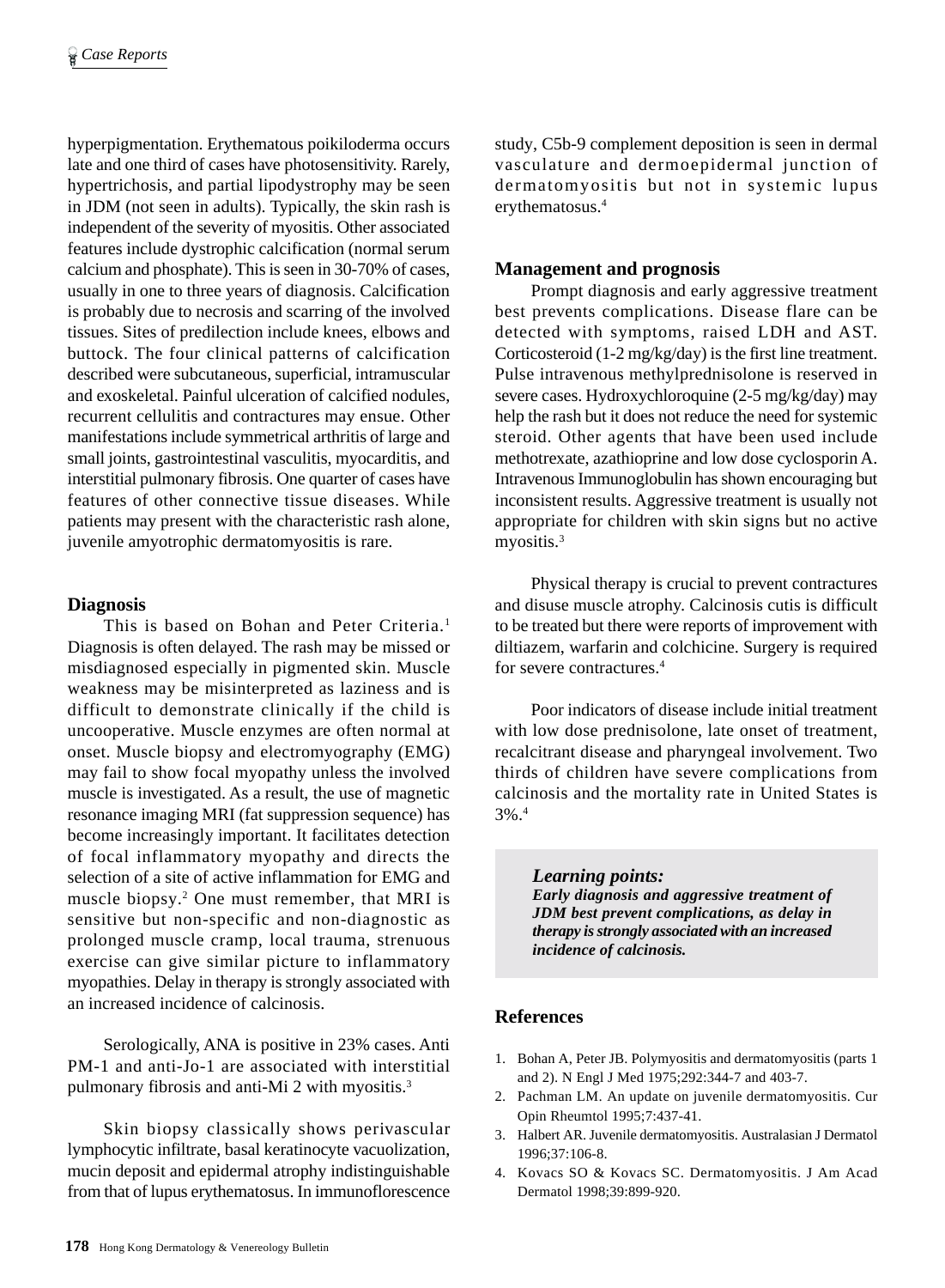hyperpigmentation. Erythematous poikiloderma occurs late and one third of cases have photosensitivity. Rarely, hypertrichosis, and partial lipodystrophy may be seen in JDM (not seen in adults). Typically, the skin rash is independent of the severity of myositis. Other associated features include dystrophic calcification (normal serum calcium and phosphate). This is seen in 30-70% of cases, usually in one to three years of diagnosis. Calcification is probably due to necrosis and scarring of the involved tissues. Sites of predilection include knees, elbows and buttock. The four clinical patterns of calcification described were subcutaneous, superficial, intramuscular and exoskeletal. Painful ulceration of calcified nodules, recurrent cellulitis and contractures may ensue. Other manifestations include symmetrical arthritis of large and small joints, gastrointestinal vasculitis, myocarditis, and interstitial pulmonary fibrosis. One quarter of cases have features of other connective tissue diseases. While patients may present with the characteristic rash alone, juvenile amyotrophic dermatomyositis is rare.

### Diagnosis

This is based on Bohan and Peter Criteria.[1] Diagnosis is often delayed. The rash may be missed or misdiagnosed especially in pigmented skin. Muscle weakness may be misinterpreted as laziness and is difficult to demonstrate clinically if the child is uncooperative. Muscle enzymes are often normal at onset. Muscle biopsy and electromyography (EMG) may fail to show focal myopathy unless the involved muscle is investigated. As a result, the use of magnetic resonance imaging MRI (fat suppression sequence) has become increasingly important. It facilitates detection of focal inflammatory myopathy and directs the selection of a site of active inflammation for EMG and muscle biopsy.[2] One must remember, that MRI is sensitive but non-specific and non-diagnostic as prolonged muscle cramp, local trauma, strenuous exercise can give similar picture to inflammatory myopathies. Delay in therapy is strongly associated with an increased incidence of calcinosis.

Serologically, ANA is positive in 23% cases. Anti PM-1 and anti-Jo-1 are associated with interstitial pulmonary fibrosis and anti-Mi 2 with myositis.[3]

Skin biopsy classically shows perivascular lymphocytic infiltrate, basal keratinocyte vacuolization, mucin deposit and epidermal atrophy indistinguishable from that of lupus erythematosus. In immunoflorescence study, C5b-9 complement deposition is seen in dermal vasculature and dermoepidermal junction of dermatomyositis but not in systemic lupus erythematosus.[4]

### Management and prognosis

Prompt diagnosis and early aggressive treatment best prevents complications. Disease flare can be detected with symptoms, raised LDH and AST. Corticosteroid (1-2 mg/kg/day) is the first line treatment. Pulse intravenous methylprednisolone is reserved in severe cases. Hydroxychloroquine (2-5 mg/kg/day) may help the rash but it does not reduce the need for systemic steroid. Other agents that have been used include methotrexate, azathioprine and low dose cyclosporin A. Intravenous Immunoglobulin has shown encouraging but inconsistent results. Aggressive treatment is usually not appropriate for children with skin signs but no active myositis.[3]

Physical therapy is crucial to prevent contractures and disuse muscle atrophy. Calcinosis cutis is difficult to be treated but there were reports of improvement with diltiazem, warfarin and colchicine. Surgery is required for severe contractures.[4]

Poor indicators of disease include initial treatment with low dose prednisolone, late onset of treatment, recalcitrant disease and pharyngeal involvement. Two thirds of children have severe complications from calcinosis and the mortality rate in United States is 3%.[4]

> ***Learning points:***
> ***Early diagnosis and aggressive treatment of JDM best prevent complications, as delay in therapy is strongly associated with an increased incidence of calcinosis.***

### References

1. Bohan A, Peter JB. Polymyositis and dermatomyositis (parts 1 and 2). N Engl J Med 1975;292:344-7 and 403-7.
2. Pachman LM. An update on juvenile dermatomyositis. Cur Opin Rheumtol 1995;7:437-41.
3. Halbert AR. Juvenile dermatomyositis. Australasian J Dermatol 1996;37:106-8.
4. Kovacs SO & Kovacs SC. Dermatomyositis. J Am Acad Dermatol 1998;39:899-920.